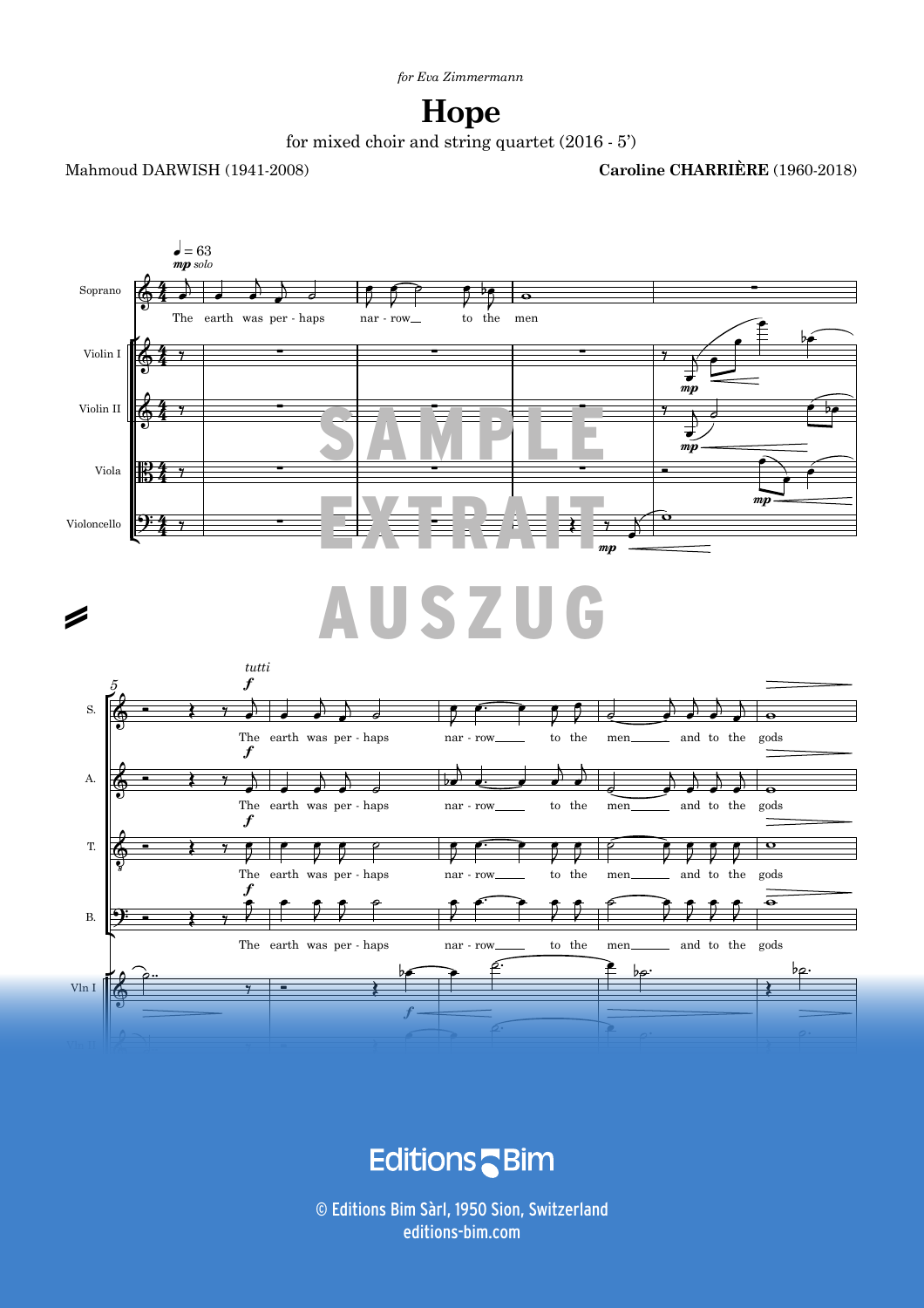*for Eva Zimmermann*

# Hope

for mixed choir and string quartet (2016 - 5')

Mahmoud DARWISH (1941-2008)

**Caroline CHARRIÈRE** (1960-2018)

♩ = 63

*mp solo*

Soprano: The earth was per - haps nar - row_ to the men

Violin I, Violin II, Viola, Violoncello

SAMPLE EXTRAIT AUSZUG

*tutti* *f*

S.: The earth was per - haps nar - row_ to the men_ and to the gods

A.: The earth was per - haps nar - row_ to the men_ and to the gods

T.: The earth was per - haps nar - row_ to the men_ and to the gods

B.: The earth was per - haps nar - row_ to the men_ and to the gods

Vln I

Editions Bim

© Editions Bim Sàrl, 1950 Sion, Switzerland
editions-bim.com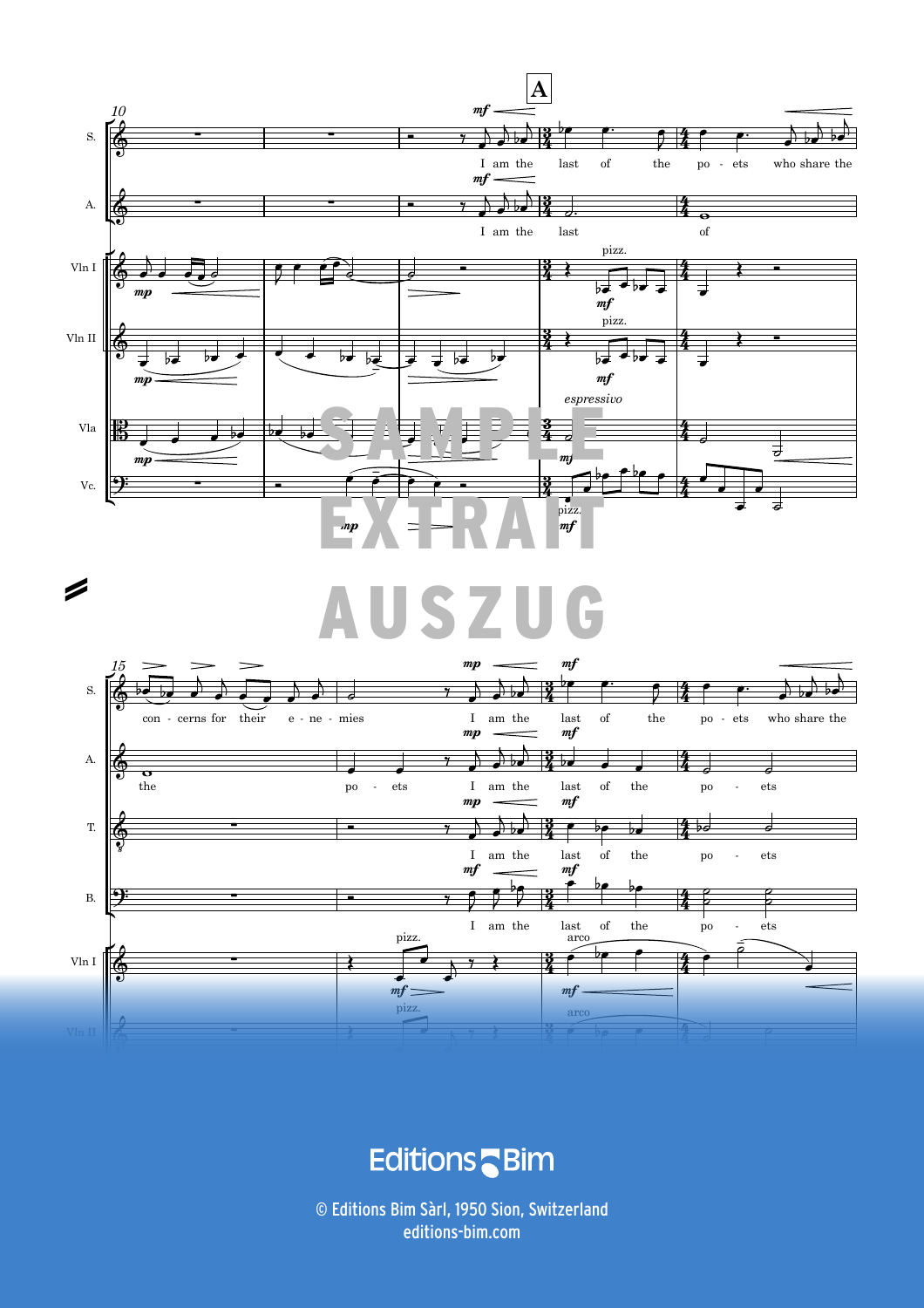© Editions Bim Sàrl, 1950 Sion, Switzerland
editions-bim.com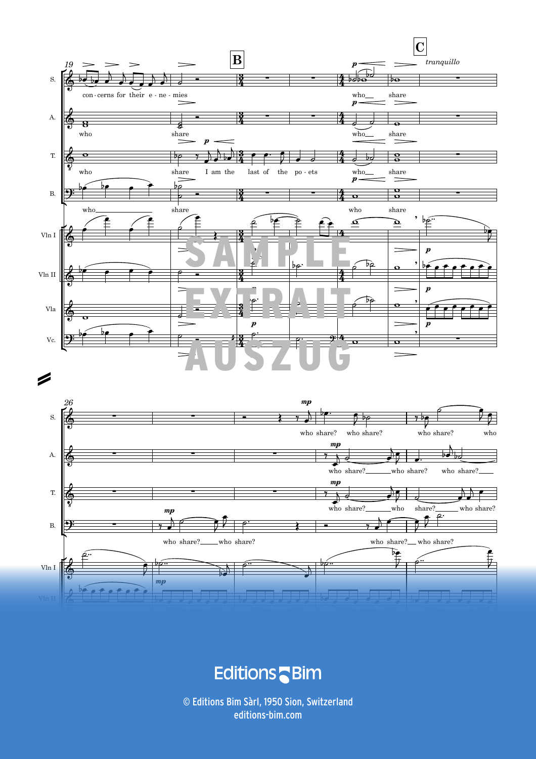© Editions Bim Sàrl, 1950 Sion, Switzerland
editions-bim.com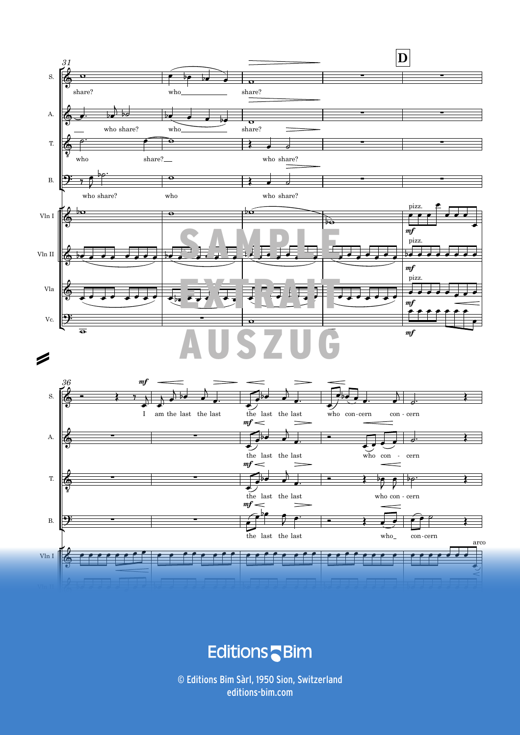31

D

S.

share? who share?

A.

who share? who share?

T.

who share? who share?

B.

who share? who who share?

Vln I

pizz.

*mf*

Vln II

pizz.

*mf*

Vla

pizz.

*mf*

Vc.

*mf*

SAMPLE

EXTRAIT

AUSZUG

36

S.

*mf*

I am the last the last the last the last who con-cern con - cern

A.

*mf*

the last the last who con - cern

T.

*mf*

the last the last who con - cern

B.

*mf*

the last the last who_ con-cern

Vln I

arco

Vln II

Editions Bim

© Editions Bim Sàrl, 1950 Sion, Switzerland
editions-bim.com